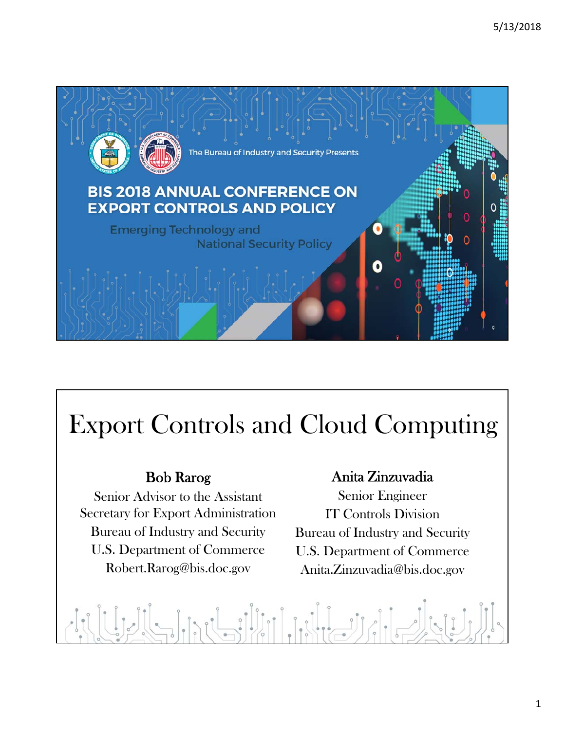The Bureau of Industry and Security Presents

# BIS 2018 ANNUAL CONFERENCE ON EXPORT CONTROLS AND POLICY

Emerging Technology and National Security Policy

# Export Controls and Cloud Computing

**Bob Rarog**
Senior Advisor to the Assistant Secretary for Export Administration
Bureau of Industry and Security
U.S. Department of Commerce
Robert.Rarog@bis.doc.gov

**Anita Zinzuvadia**
Senior Engineer
IT Controls Division
Bureau of Industry and Security
U.S. Department of Commerce
Anita.Zinzuvadia@bis.doc.gov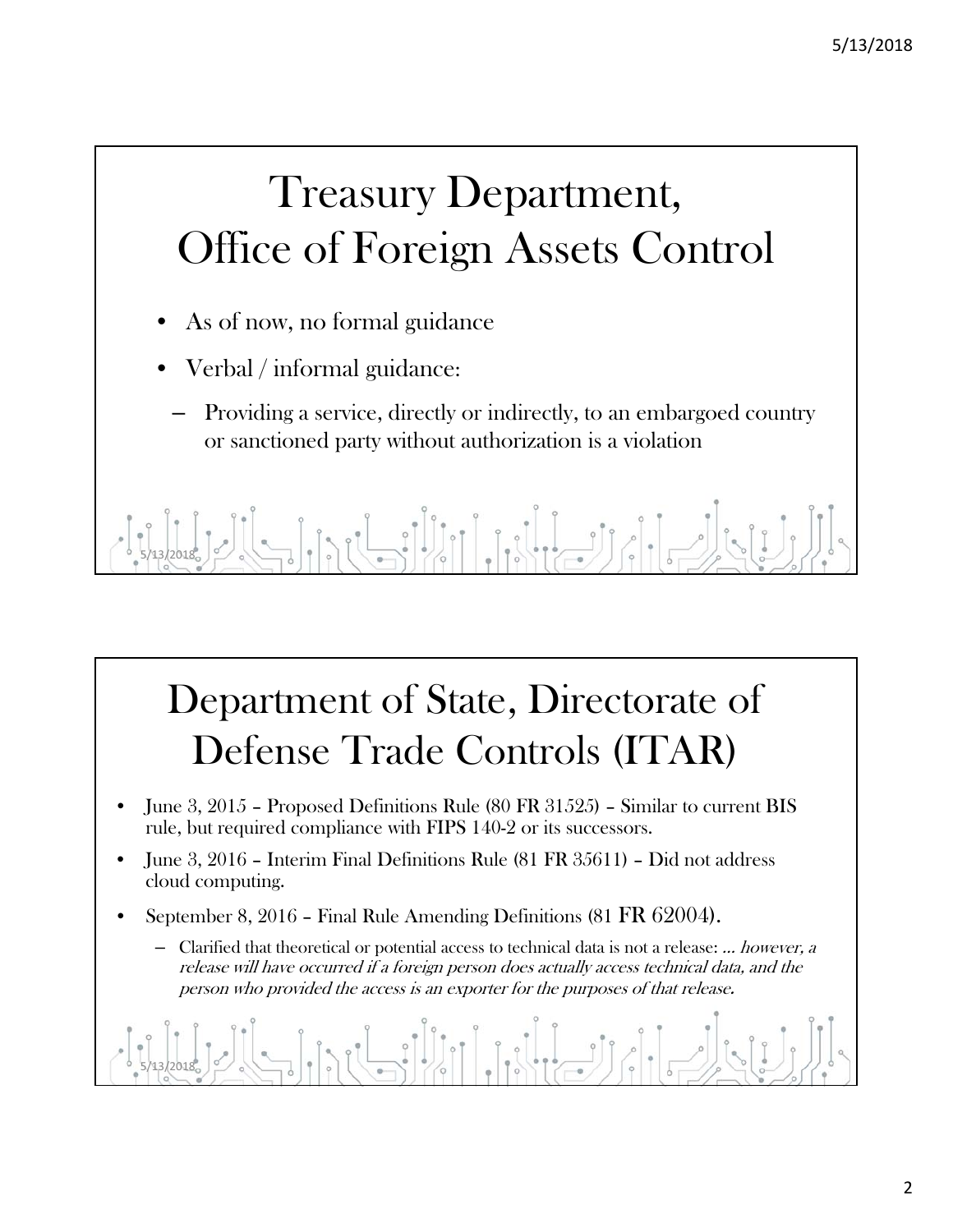# Treasury Department, Office of Foreign Assets Control

- As of now, no formal guidance
- Verbal / informal guidance:
  - Providing a service, directly or indirectly, to an embargoed country or sanctioned party without authorization is a violation

# Department of State, Directorate of Defense Trade Controls (ITAR)

- June 3, 2015 – Proposed Definitions Rule (80 FR 31525) – Similar to current BIS rule, but required compliance with FIPS 140-2 or its successors.
- June 3, 2016 – Interim Final Definitions Rule (81 FR 35611) – Did not address cloud computing.
- September 8, 2016 – Final Rule Amending Definitions (81 FR 62004).
  - Clarified that theoretical or potential access to technical data is not a release: *… however, a release will have occurred if a foreign person does actually access technical data, and the person who provided the access is an exporter for the purposes of that release.*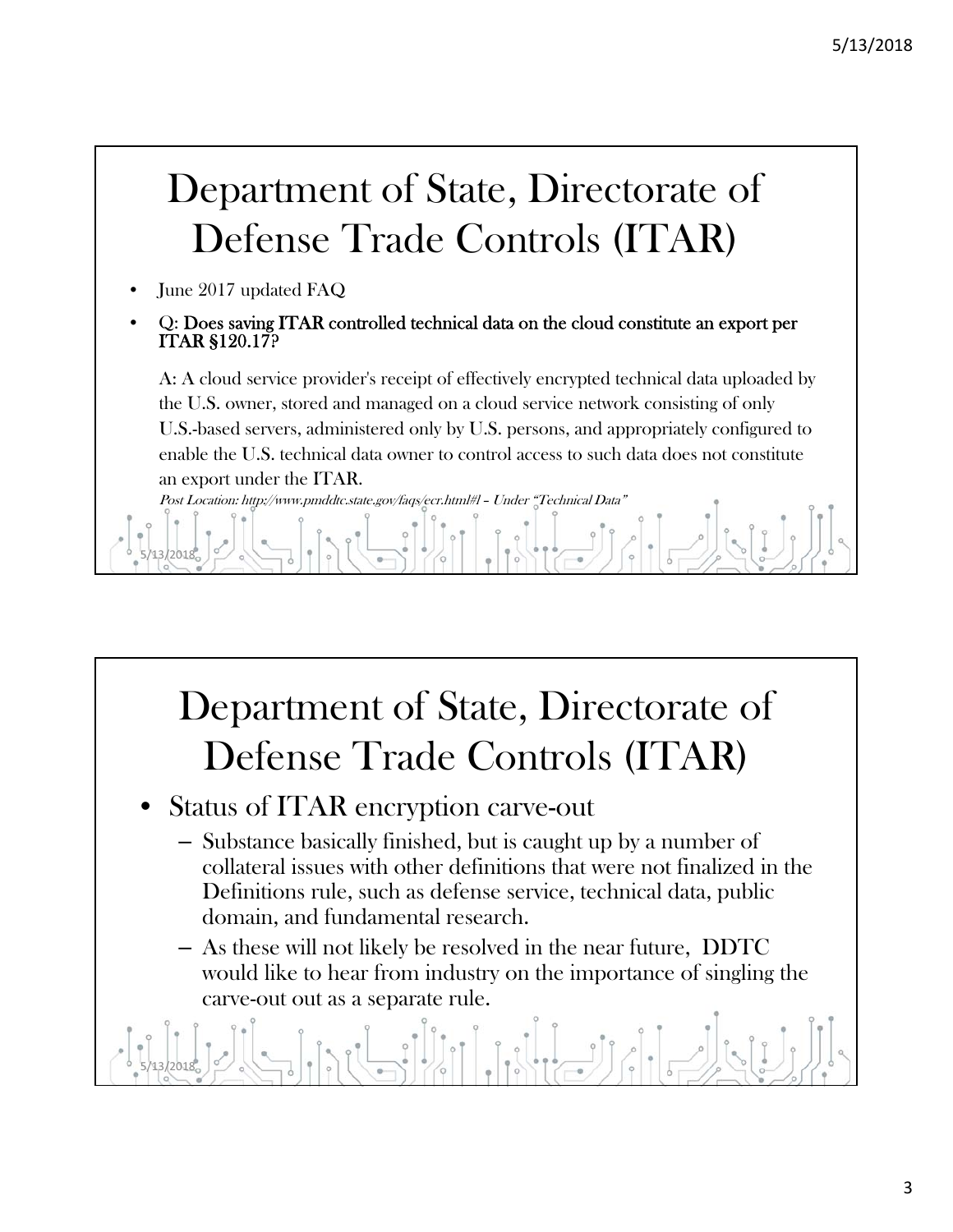# Department of State, Directorate of Defense Trade Controls (ITAR)

- June 2017 updated FAQ
- **Q: Does saving ITAR controlled technical data on the cloud constitute an export per ITAR §120.17?**

  A: A cloud service provider's receipt of effectively encrypted technical data uploaded by the U.S. owner, stored and managed on a cloud service network consisting of only U.S.-based servers, administered only by U.S. persons, and appropriately configured to enable the U.S. technical data owner to control access to such data does not constitute an export under the ITAR.

  *Post Location: http://www.pmddtc.state.gov/faqs/ecr.html#l – Under "Technical Data"*

# Department of State, Directorate of Defense Trade Controls (ITAR)

- Status of ITAR encryption carve-out
  - Substance basically finished, but is caught up by a number of collateral issues with other definitions that were not finalized in the Definitions rule, such as defense service, technical data, public domain, and fundamental research.
  - As these will not likely be resolved in the near future, DDTC would like to hear from industry on the importance of singling the carve-out out as a separate rule.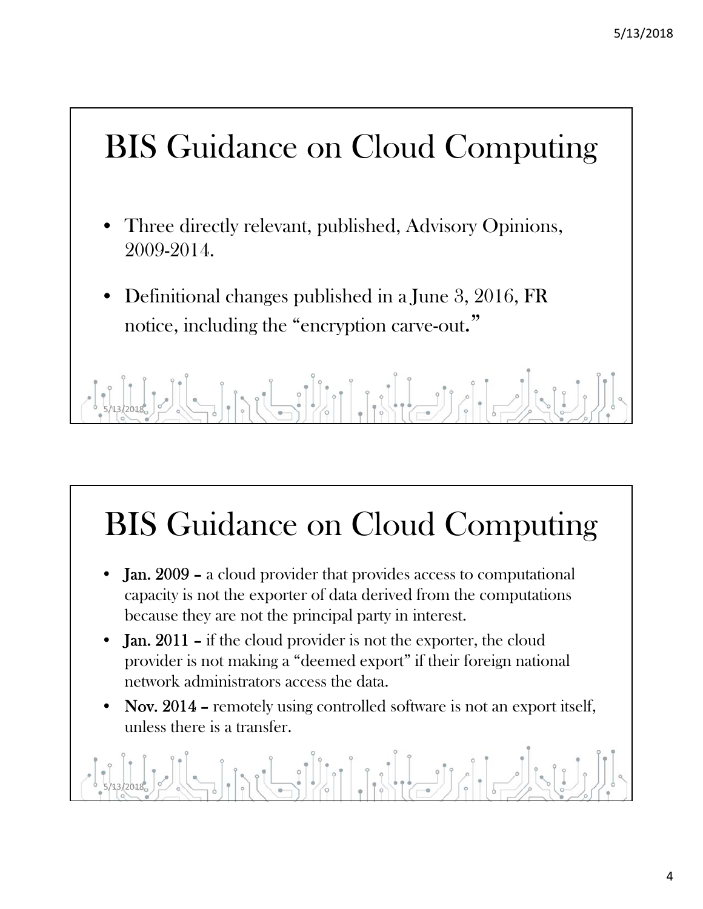# BIS Guidance on Cloud Computing

- Three directly relevant, published, Advisory Opinions, 2009-2014.
- Definitional changes published in a June 3, 2016, FR notice, including the "encryption carve-out."

# BIS Guidance on Cloud Computing

- **Jan. 2009** – a cloud provider that provides access to computational capacity is not the exporter of data derived from the computations because they are not the principal party in interest.
- **Jan. 2011** – if the cloud provider is not the exporter, the cloud provider is not making a "deemed export" if their foreign national network administrators access the data.
- **Nov. 2014** – remotely using controlled software is not an export itself, unless there is a transfer.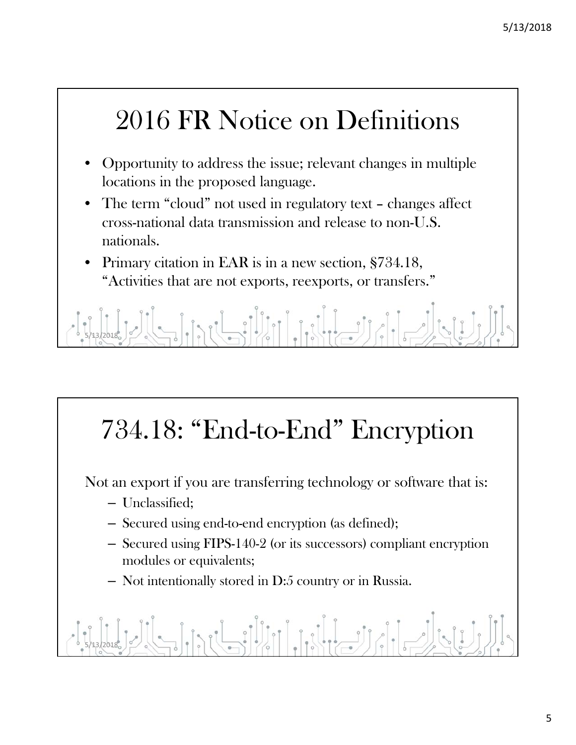## 2016 FR Notice on Definitions

- Opportunity to address the issue; relevant changes in multiple locations in the proposed language.
- The term "cloud" not used in regulatory text – changes affect cross-national data transmission and release to non-U.S. nationals.
- Primary citation in EAR is in a new section, §734.18, "Activities that are not exports, reexports, or transfers."

## 734.18: "End-to-End" Encryption

Not an export if you are transferring technology or software that is:

- Unclassified;
- Secured using end-to-end encryption (as defined);
- Secured using FIPS-140-2 (or its successors) compliant encryption modules or equivalents;
- Not intentionally stored in D:5 country or in Russia.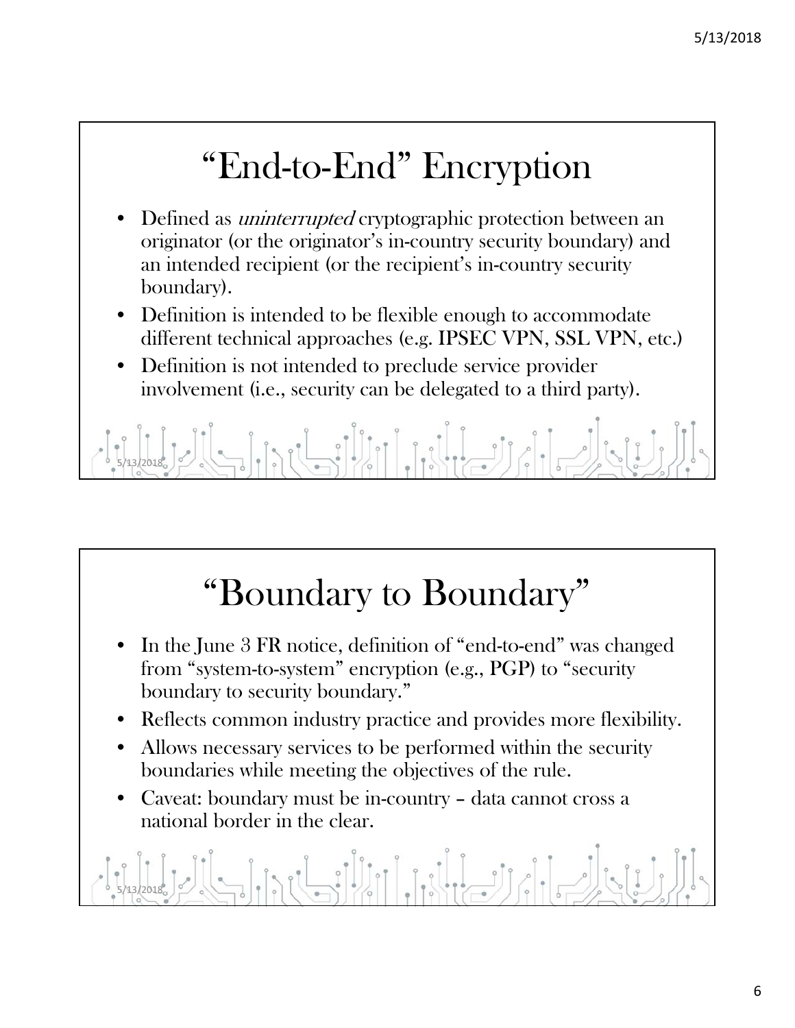# “End-to-End” Encryption

- Defined as *uninterrupted* cryptographic protection between an originator (or the originator’s in-country security boundary) and an intended recipient (or the recipient’s in-country security boundary).
- Definition is intended to be flexible enough to accommodate different technical approaches (e.g. IPSEC VPN, SSL VPN, etc.)
- Definition is not intended to preclude service provider involvement (i.e., security can be delegated to a third party).

# “Boundary to Boundary”

- In the June 3 FR notice, definition of “end-to-end” was changed from “system-to-system” encryption (e.g., PGP) to “security boundary to security boundary.”
- Reflects common industry practice and provides more flexibility.
- Allows necessary services to be performed within the security boundaries while meeting the objectives of the rule.
- Caveat: boundary must be in-country – data cannot cross a national border in the clear.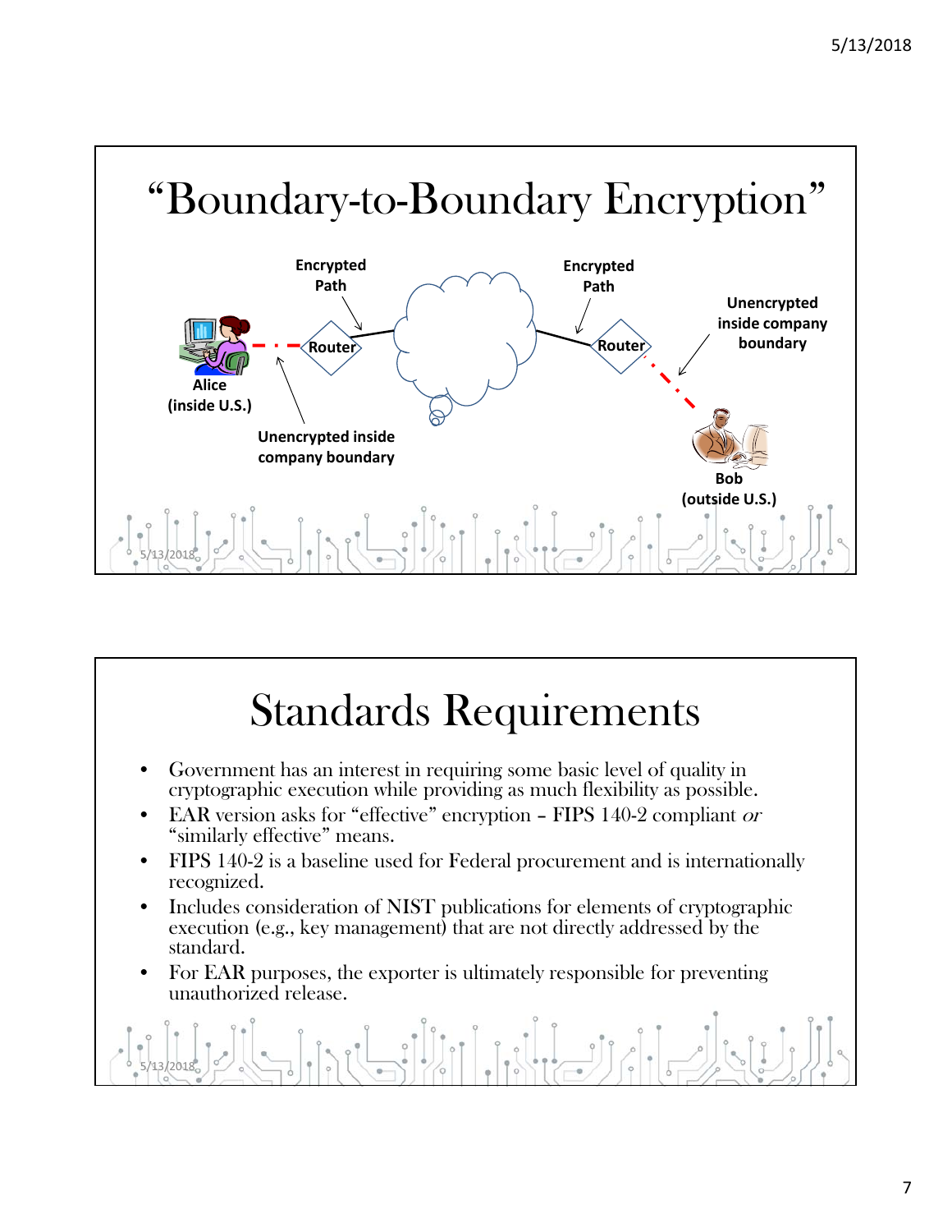# "Boundary-to-Boundary Encryption"

Encrypted Path

Encrypted Path

Unencrypted inside company boundary

Router

Router

Alice (inside U.S.)

Unencrypted inside company boundary

Bob (outside U.S.)

# Standards Requirements

- Government has an interest in requiring some basic level of quality in cryptographic execution while providing as much flexibility as possible.
- EAR version asks for "effective" encryption – FIPS 140-2 compliant *or* "similarly effective" means.
- FIPS 140-2 is a baseline used for Federal procurement and is internationally recognized.
- Includes consideration of NIST publications for elements of cryptographic execution (e.g., key management) that are not directly addressed by the standard.
- For EAR purposes, the exporter is ultimately responsible for preventing unauthorized release.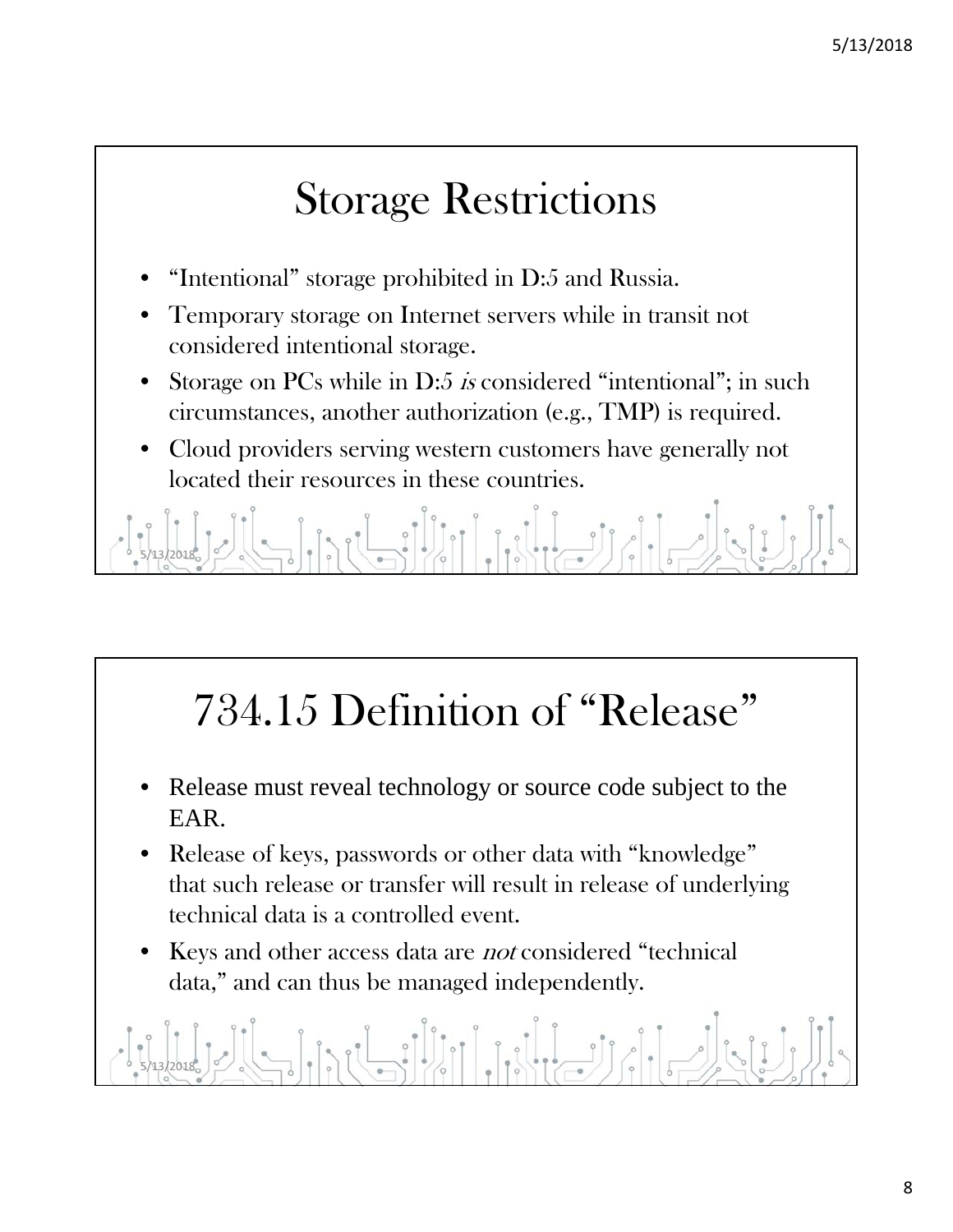## Storage Restrictions

- "Intentional" storage prohibited in D:5 and Russia.
- Temporary storage on Internet servers while in transit not considered intentional storage.
- Storage on PCs while in D:5 *is* considered "intentional"; in such circumstances, another authorization (e.g., TMP) is required.
- Cloud providers serving western customers have generally not located their resources in these countries.

## 734.15 Definition of "Release"

- Release must reveal technology or source code subject to the EAR.
- Release of keys, passwords or other data with "knowledge" that such release or transfer will result in release of underlying technical data is a controlled event.
- Keys and other access data are *not* considered "technical data," and can thus be managed independently.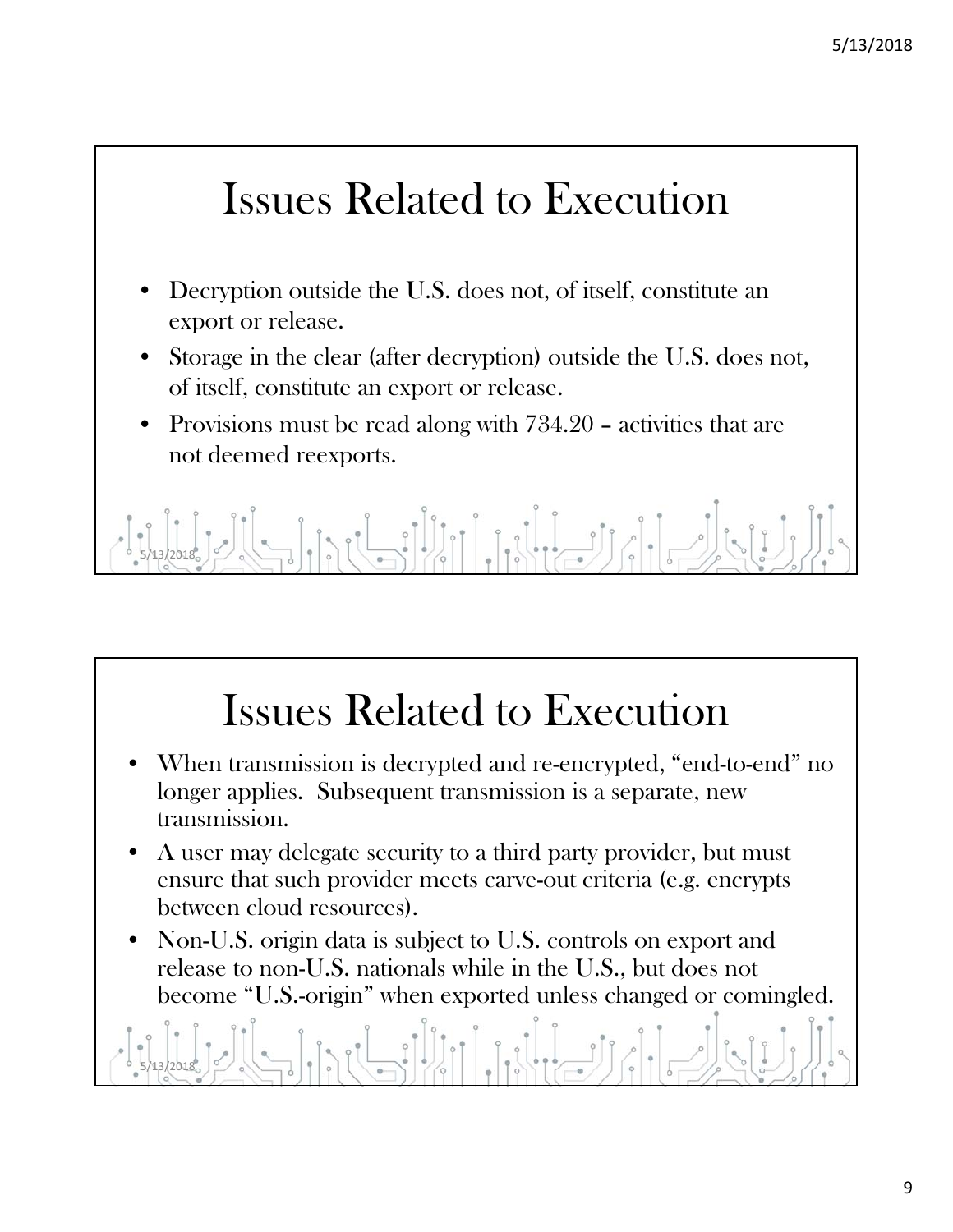# Issues Related to Execution

- Decryption outside the U.S. does not, of itself, constitute an export or release.
- Storage in the clear (after decryption) outside the U.S. does not, of itself, constitute an export or release.
- Provisions must be read along with 734.20 – activities that are not deemed reexports.

# Issues Related to Execution

- When transmission is decrypted and re-encrypted, "end-to-end" no longer applies. Subsequent transmission is a separate, new transmission.
- A user may delegate security to a third party provider, but must ensure that such provider meets carve-out criteria (e.g. encrypts between cloud resources).
- Non-U.S. origin data is subject to U.S. controls on export and release to non-U.S. nationals while in the U.S., but does not become "U.S.-origin" when exported unless changed or comingled.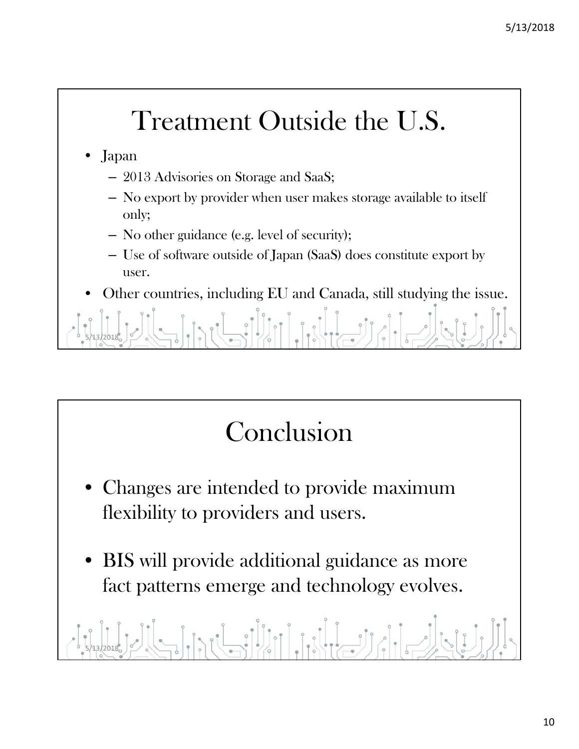# Treatment Outside the U.S.

- Japan
  - 2013 Advisories on Storage and SaaS;
  - No export by provider when user makes storage available to itself only;
  - No other guidance (e.g. level of security);
  - Use of software outside of Japan (SaaS) does constitute export by user.
- Other countries, including EU and Canada, still studying the issue.

# Conclusion

- Changes are intended to provide maximum flexibility to providers and users.
- BIS will provide additional guidance as more fact patterns emerge and technology evolves.